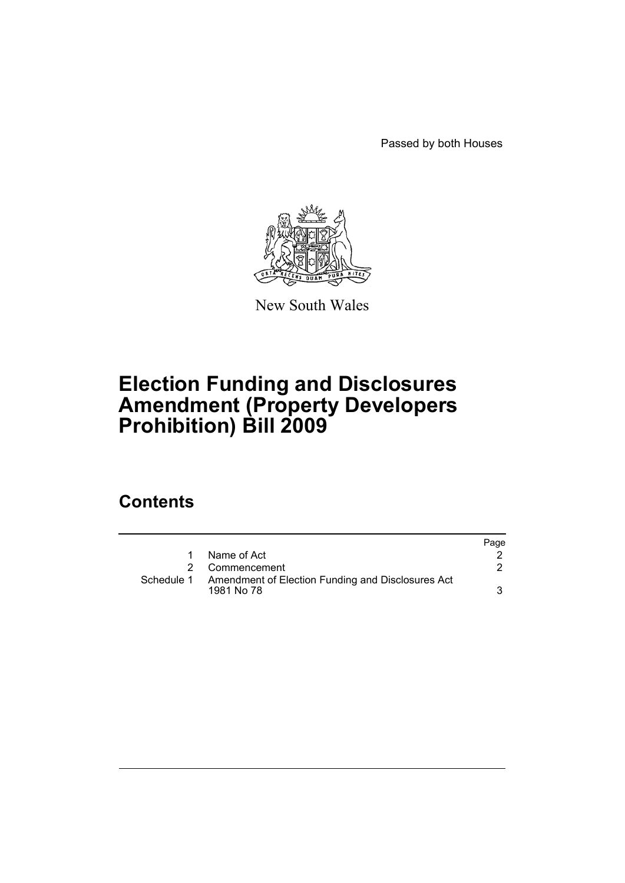Passed by both Houses

New South Wales

# Election Funding and Disclosures Amendment (Property Developers Prohibition) Bill 2009

## Contents

| | | Page |
|---|---|---|
| 1 | Name of Act | 2 |
| 2 | Commencement | 2 |
| Schedule 1 | Amendment of Election Funding and Disclosures Act 1981 No 78 | 3 |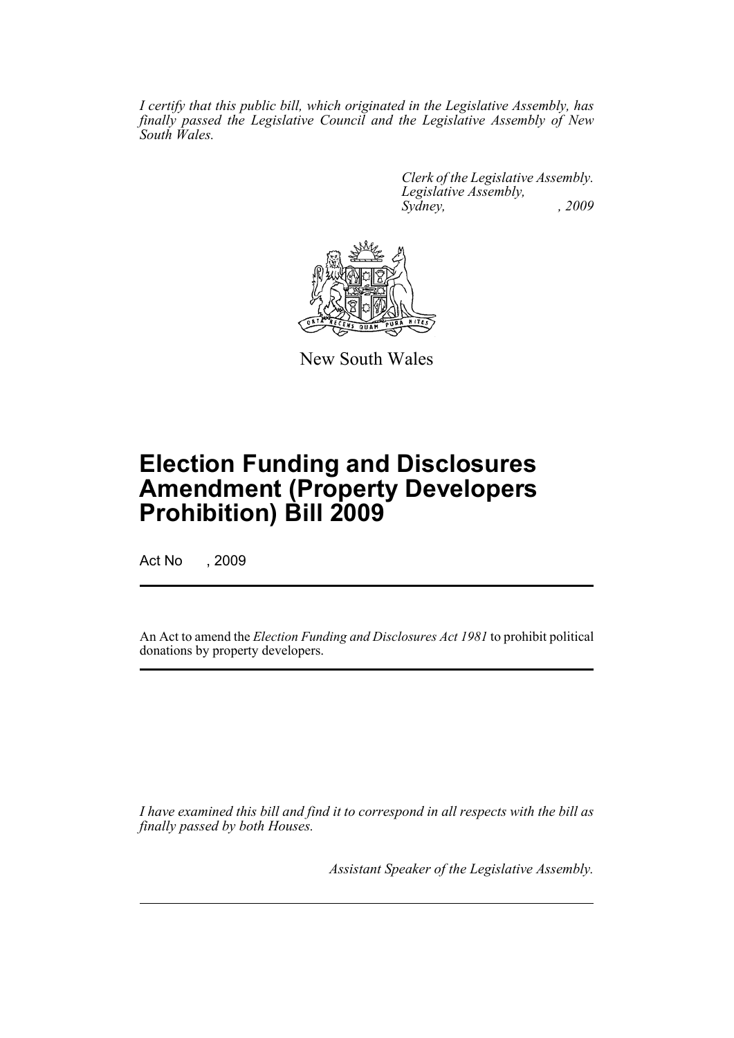*I certify that this public bill, which originated in the Legislative Assembly, has finally passed the Legislative Council and the Legislative Assembly of New South Wales.*

*Clerk of the Legislative Assembly.*
*Legislative Assembly,*
*Sydney, , 2009*

New South Wales

# Election Funding and Disclosures Amendment (Property Developers Prohibition) Bill 2009

Act No , 2009

An Act to amend the *Election Funding and Disclosures Act 1981* to prohibit political donations by property developers.

*I have examined this bill and find it to correspond in all respects with the bill as finally passed by both Houses.*

*Assistant Speaker of the Legislative Assembly.*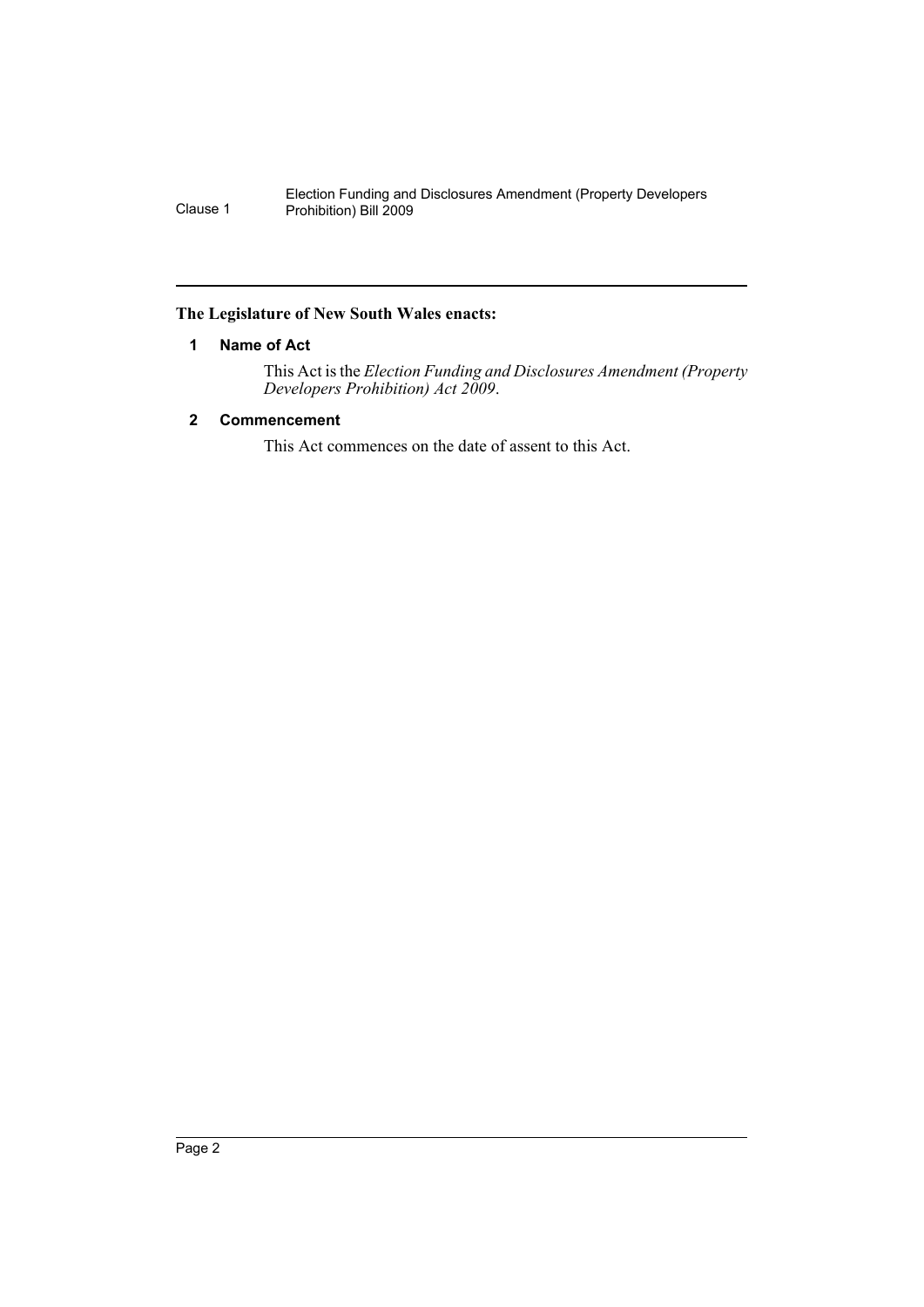**The Legislature of New South Wales enacts:**

### 1 Name of Act

This Act is the *Election Funding and Disclosures Amendment (Property Developers Prohibition) Act 2009*.

### 2 Commencement

This Act commences on the date of assent to this Act.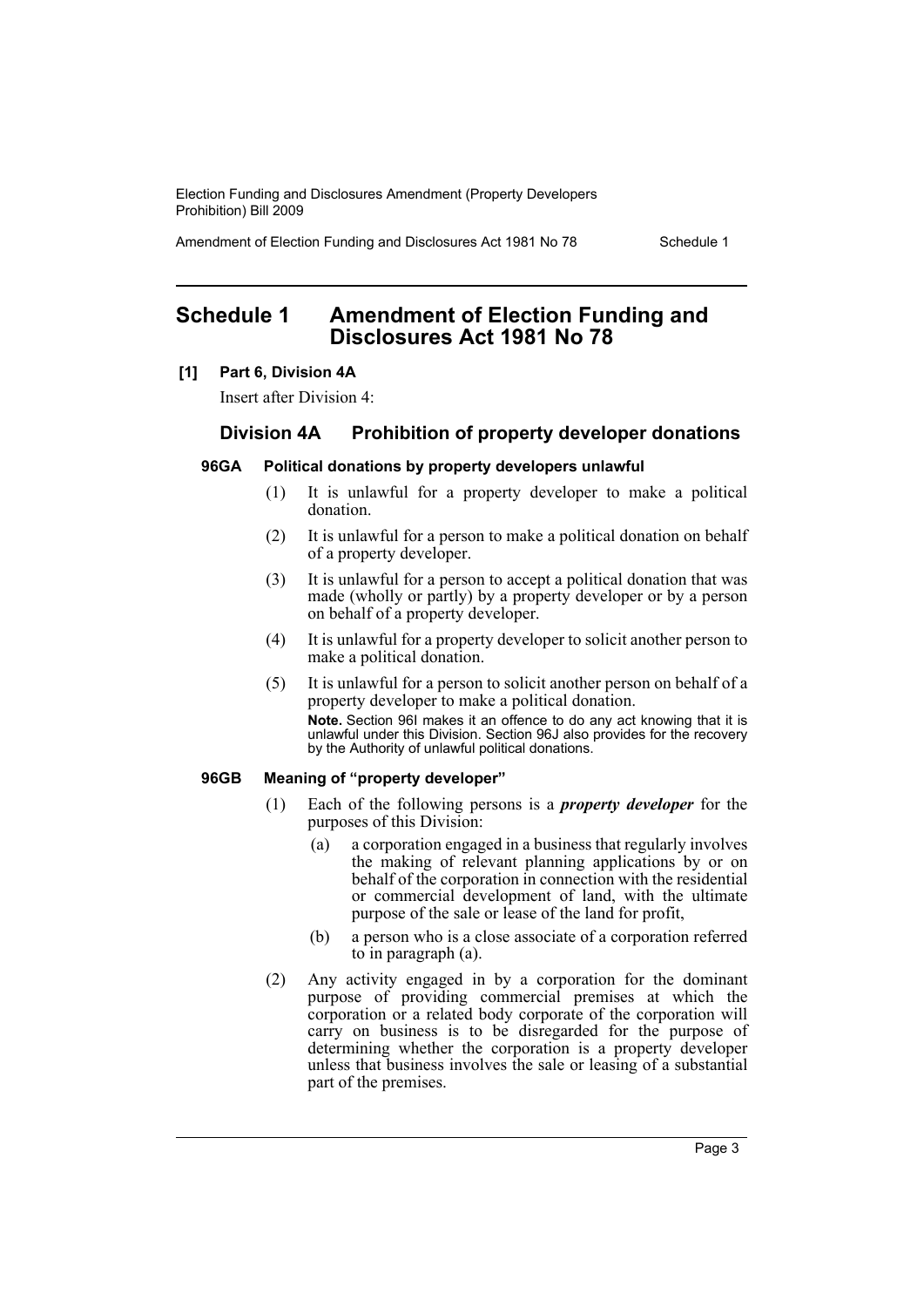# Schedule 1 Amendment of Election Funding and Disclosures Act 1981 No 78

**[1] Part 6, Division 4A**

Insert after Division 4:

## Division 4A Prohibition of property developer donations

**96GA Political donations by property developers unlawful**

(1) It is unlawful for a property developer to make a political donation.

(2) It is unlawful for a person to make a political donation on behalf of a property developer.

(3) It is unlawful for a person to accept a political donation that was made (wholly or partly) by a property developer or by a person on behalf of a property developer.

(4) It is unlawful for a property developer to solicit another person to make a political donation.

(5) It is unlawful for a person to solicit another person on behalf of a property developer to make a political donation.

**Note.** Section 96I makes it an offence to do any act knowing that it is unlawful under this Division. Section 96J also provides for the recovery by the Authority of unlawful political donations.

**96GB Meaning of "property developer"**

(1) Each of the following persons is a ***property developer*** for the purposes of this Division:

(a) a corporation engaged in a business that regularly involves the making of relevant planning applications by or on behalf of the corporation in connection with the residential or commercial development of land, with the ultimate purpose of the sale or lease of the land for profit,

(b) a person who is a close associate of a corporation referred to in paragraph (a).

(2) Any activity engaged in by a corporation for the dominant purpose of providing commercial premises at which the corporation or a related body corporate of the corporation will carry on business is to be disregarded for the purpose of determining whether the corporation is a property developer unless that business involves the sale or leasing of a substantial part of the premises.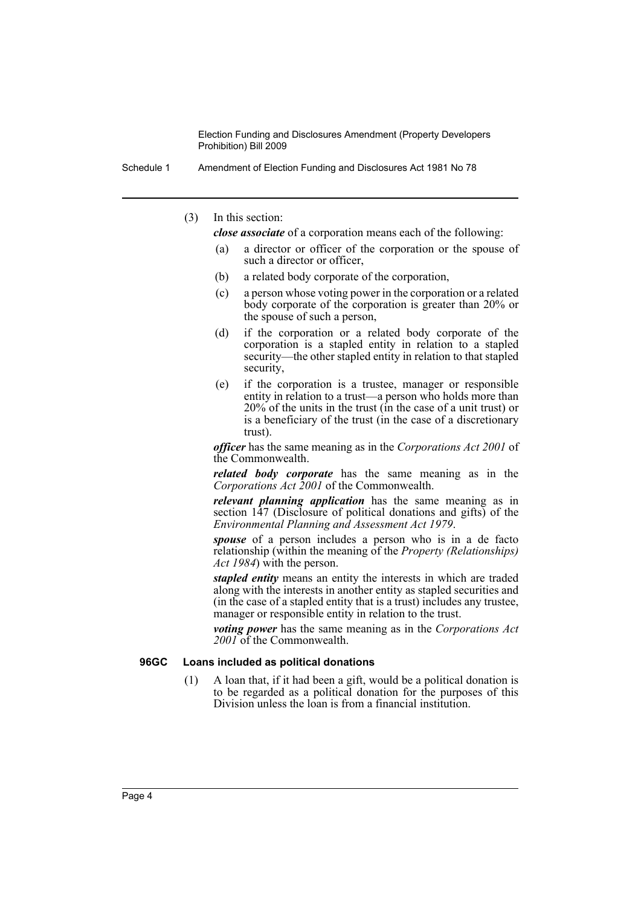(3) In this section:

***close associate*** of a corporation means each of the following:

(a) a director or officer of the corporation or the spouse of such a director or officer,

(b) a related body corporate of the corporation,

(c) a person whose voting power in the corporation or a related body corporate of the corporation is greater than 20% or the spouse of such a person,

(d) if the corporation or a related body corporate of the corporation is a stapled entity in relation to a stapled security—the other stapled entity in relation to that stapled security,

(e) if the corporation is a trustee, manager or responsible entity in relation to a trust—a person who holds more than 20% of the units in the trust (in the case of a unit trust) or is a beneficiary of the trust (in the case of a discretionary trust).

***officer*** has the same meaning as in the *Corporations Act 2001* of the Commonwealth.

***related body corporate*** has the same meaning as in the *Corporations Act 2001* of the Commonwealth.

***relevant planning application*** has the same meaning as in section 147 (Disclosure of political donations and gifts) of the *Environmental Planning and Assessment Act 1979*.

***spouse*** of a person includes a person who is in a de facto relationship (within the meaning of the *Property (Relationships) Act 1984*) with the person.

***stapled entity*** means an entity the interests in which are traded along with the interests in another entity as stapled securities and (in the case of a stapled entity that is a trust) includes any trustee, manager or responsible entity in relation to the trust.

***voting power*** has the same meaning as in the *Corporations Act 2001* of the Commonwealth.

### 96GC Loans included as political donations

(1) A loan that, if it had been a gift, would be a political donation is to be regarded as a political donation for the purposes of this Division unless the loan is from a financial institution.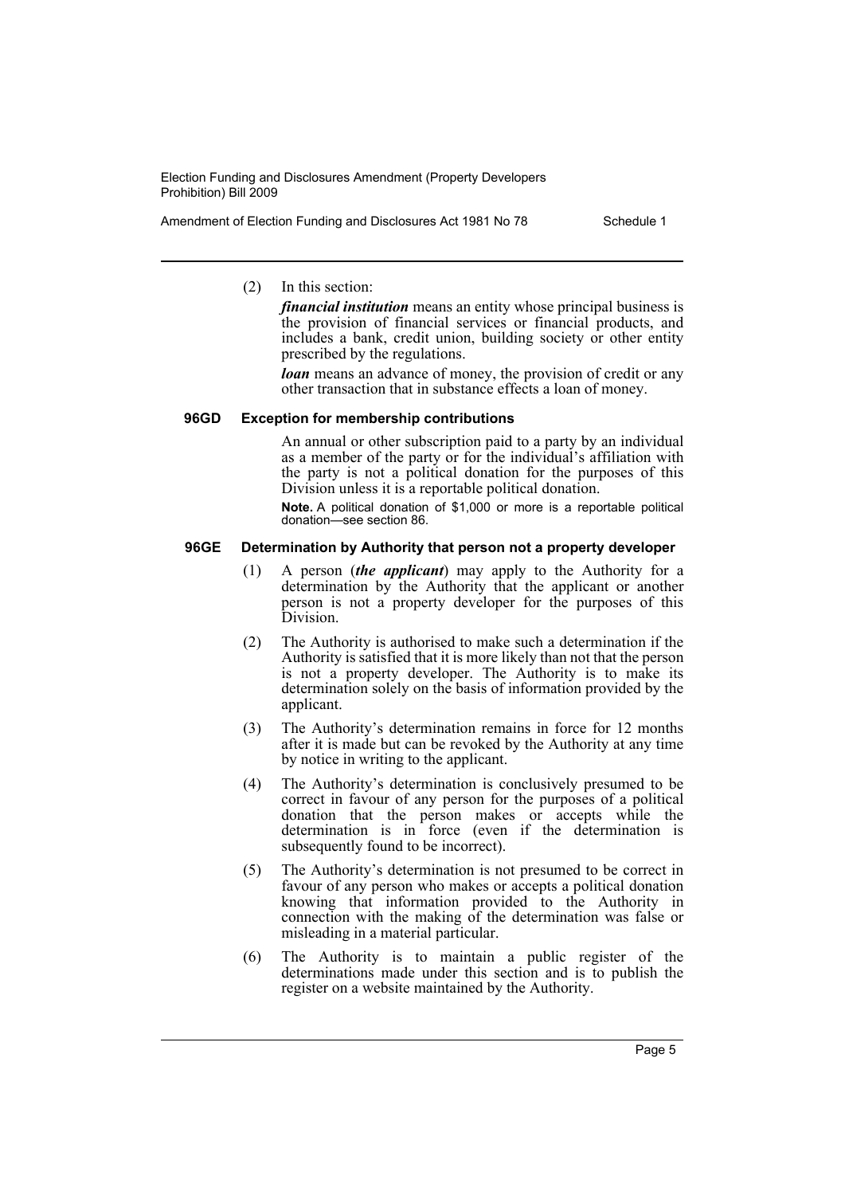(2) In this section:

***financial institution*** means an entity whose principal business is the provision of financial services or financial products, and includes a bank, credit union, building society or other entity prescribed by the regulations.

***loan*** means an advance of money, the provision of credit or any other transaction that in substance effects a loan of money.

#### 96GD Exception for membership contributions

An annual or other subscription paid to a party by an individual as a member of the party or for the individual's affiliation with the party is not a political donation for the purposes of this Division unless it is a reportable political donation.

**Note.** A political donation of $1,000 or more is a reportable political donation—see section 86.

#### 96GE Determination by Authority that person not a property developer

(1) A person (***the applicant***) may apply to the Authority for a determination by the Authority that the applicant or another person is not a property developer for the purposes of this Division.

(2) The Authority is authorised to make such a determination if the Authority is satisfied that it is more likely than not that the person is not a property developer. The Authority is to make its determination solely on the basis of information provided by the applicant.

(3) The Authority's determination remains in force for 12 months after it is made but can be revoked by the Authority at any time by notice in writing to the applicant.

(4) The Authority's determination is conclusively presumed to be correct in favour of any person for the purposes of a political donation that the person makes or accepts while the determination is in force (even if the determination is subsequently found to be incorrect).

(5) The Authority's determination is not presumed to be correct in favour of any person who makes or accepts a political donation knowing that information provided to the Authority in connection with the making of the determination was false or misleading in a material particular.

(6) The Authority is to maintain a public register of the determinations made under this section and is to publish the register on a website maintained by the Authority.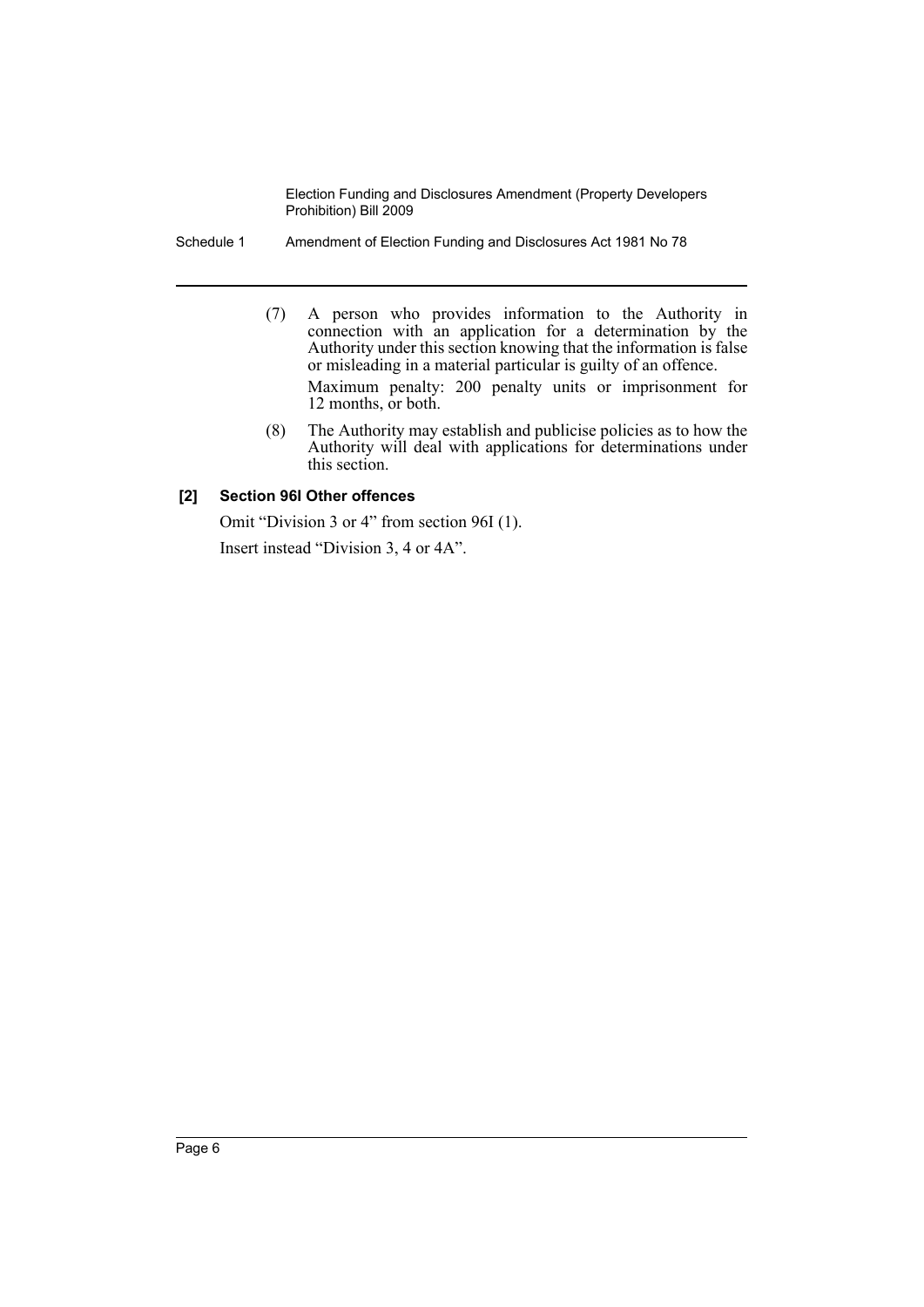(7) A person who provides information to the Authority in connection with an application for a determination by the Authority under this section knowing that the information is false or misleading in a material particular is guilty of an offence.

Maximum penalty: 200 penalty units or imprisonment for 12 months, or both.

(8) The Authority may establish and publicise policies as to how the Authority will deal with applications for determinations under this section.

**[2] Section 96I Other offences**

Omit "Division 3 or 4" from section 96I (1).

Insert instead "Division 3, 4 or 4A".